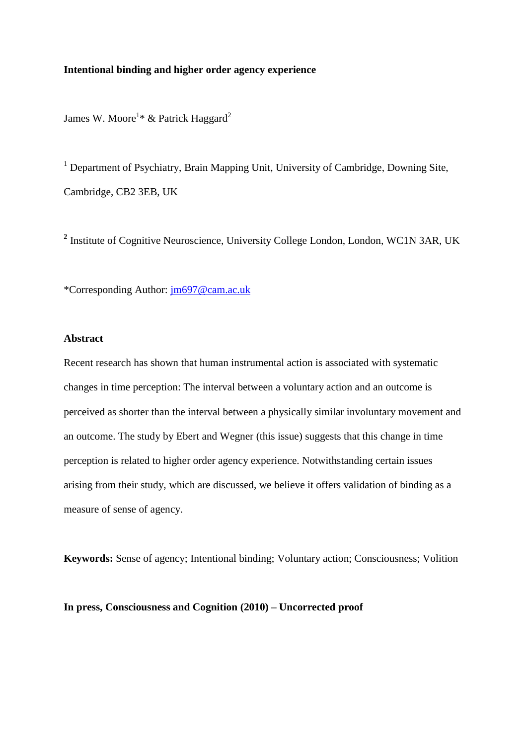# Intentional binding and higher order agency experience

James W. Moore[1]* & Patrick Haggard[2]

[1] Department of Psychiatry, Brain Mapping Unit, University of Cambridge, Downing Site, Cambridge, CB2 3EB, UK

[2] Institute of Cognitive Neuroscience, University College London, London, WC1N 3AR, UK

*Corresponding Author: jm697@cam.ac.uk

## Abstract

Recent research has shown that human instrumental action is associated with systematic changes in time perception: The interval between a voluntary action and an outcome is perceived as shorter than the interval between a physically similar involuntary movement and an outcome. The study by Ebert and Wegner (this issue) suggests that this change in time perception is related to higher order agency experience. Notwithstanding certain issues arising from their study, which are discussed, we believe it offers validation of binding as a measure of sense of agency.

**Keywords:** Sense of agency; Intentional binding; Voluntary action; Consciousness; Volition

**In press, Consciousness and Cognition (2010) – Uncorrected proof**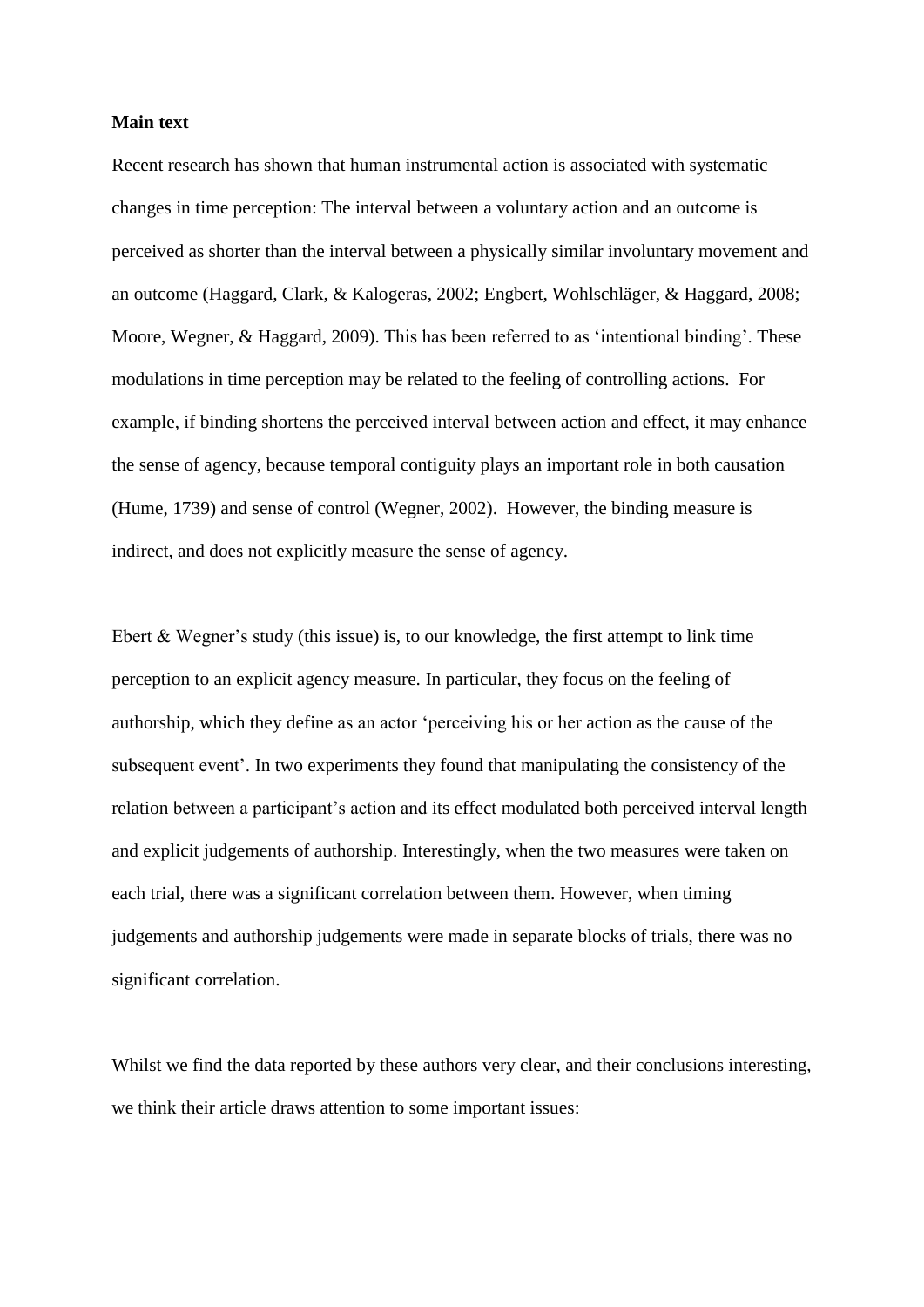**Main text**

Recent research has shown that human instrumental action is associated with systematic changes in time perception: The interval between a voluntary action and an outcome is perceived as shorter than the interval between a physically similar involuntary movement and an outcome (Haggard, Clark, & Kalogeras, 2002; Engbert, Wohlschläger, & Haggard, 2008; Moore, Wegner, & Haggard, 2009). This has been referred to as 'intentional binding'. These modulations in time perception may be related to the feeling of controlling actions. For example, if binding shortens the perceived interval between action and effect, it may enhance the sense of agency, because temporal contiguity plays an important role in both causation (Hume, 1739) and sense of control (Wegner, 2002). However, the binding measure is indirect, and does not explicitly measure the sense of agency.

Ebert & Wegner's study (this issue) is, to our knowledge, the first attempt to link time perception to an explicit agency measure. In particular, they focus on the feeling of authorship, which they define as an actor 'perceiving his or her action as the cause of the subsequent event'. In two experiments they found that manipulating the consistency of the relation between a participant's action and its effect modulated both perceived interval length and explicit judgements of authorship. Interestingly, when the two measures were taken on each trial, there was a significant correlation between them. However, when timing judgements and authorship judgements were made in separate blocks of trials, there was no significant correlation.

Whilst we find the data reported by these authors very clear, and their conclusions interesting, we think their article draws attention to some important issues: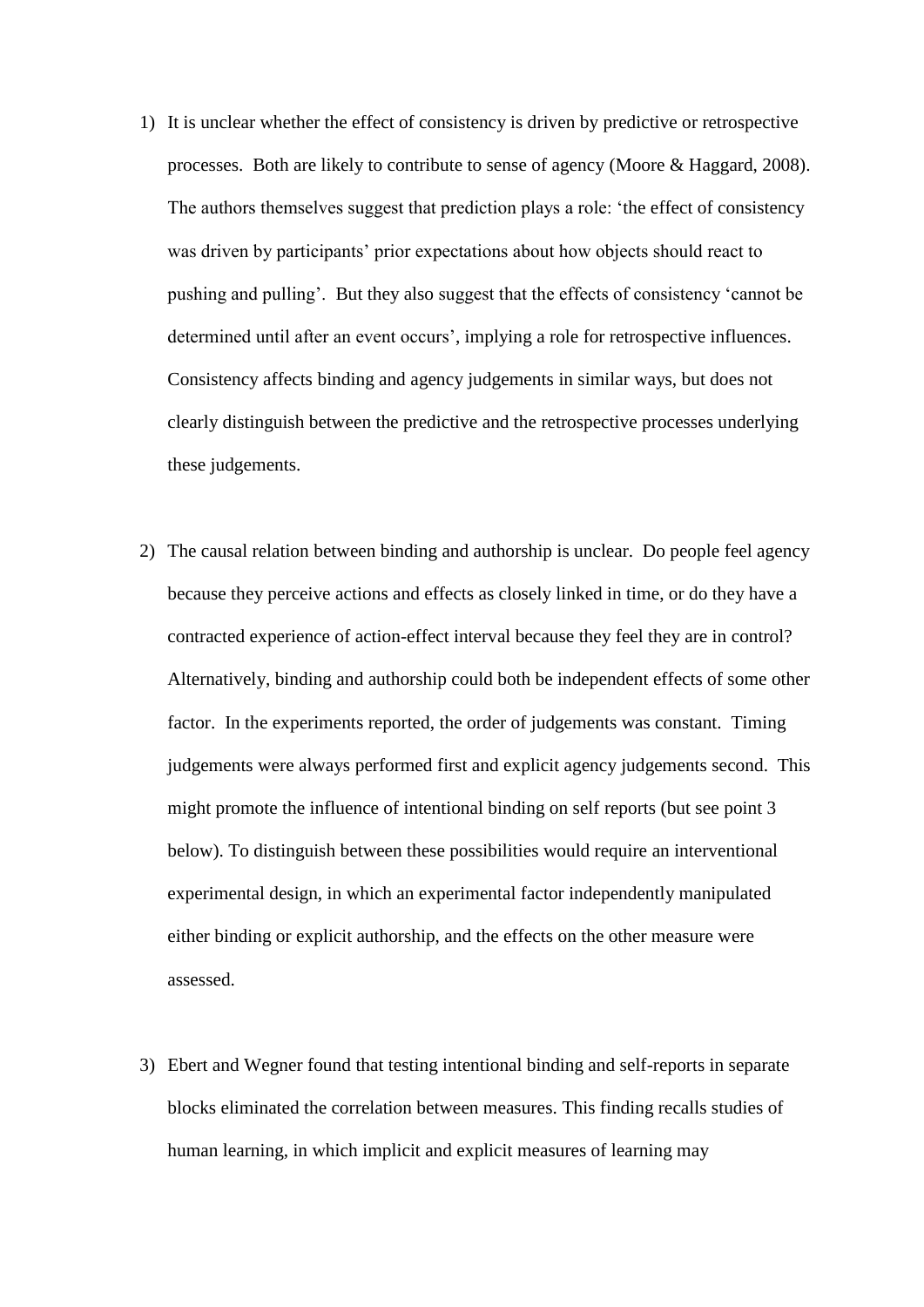1) It is unclear whether the effect of consistency is driven by predictive or retrospective processes. Both are likely to contribute to sense of agency (Moore & Haggard, 2008). The authors themselves suggest that prediction plays a role: 'the effect of consistency was driven by participants' prior expectations about how objects should react to pushing and pulling'. But they also suggest that the effects of consistency 'cannot be determined until after an event occurs', implying a role for retrospective influences. Consistency affects binding and agency judgements in similar ways, but does not clearly distinguish between the predictive and the retrospective processes underlying these judgements.

2) The causal relation between binding and authorship is unclear. Do people feel agency because they perceive actions and effects as closely linked in time, or do they have a contracted experience of action-effect interval because they feel they are in control? Alternatively, binding and authorship could both be independent effects of some other factor. In the experiments reported, the order of judgements was constant. Timing judgements were always performed first and explicit agency judgements second. This might promote the influence of intentional binding on self reports (but see point 3 below). To distinguish between these possibilities would require an interventional experimental design, in which an experimental factor independently manipulated either binding or explicit authorship, and the effects on the other measure were assessed.

3) Ebert and Wegner found that testing intentional binding and self-reports in separate blocks eliminated the correlation between measures. This finding recalls studies of human learning, in which implicit and explicit measures of learning may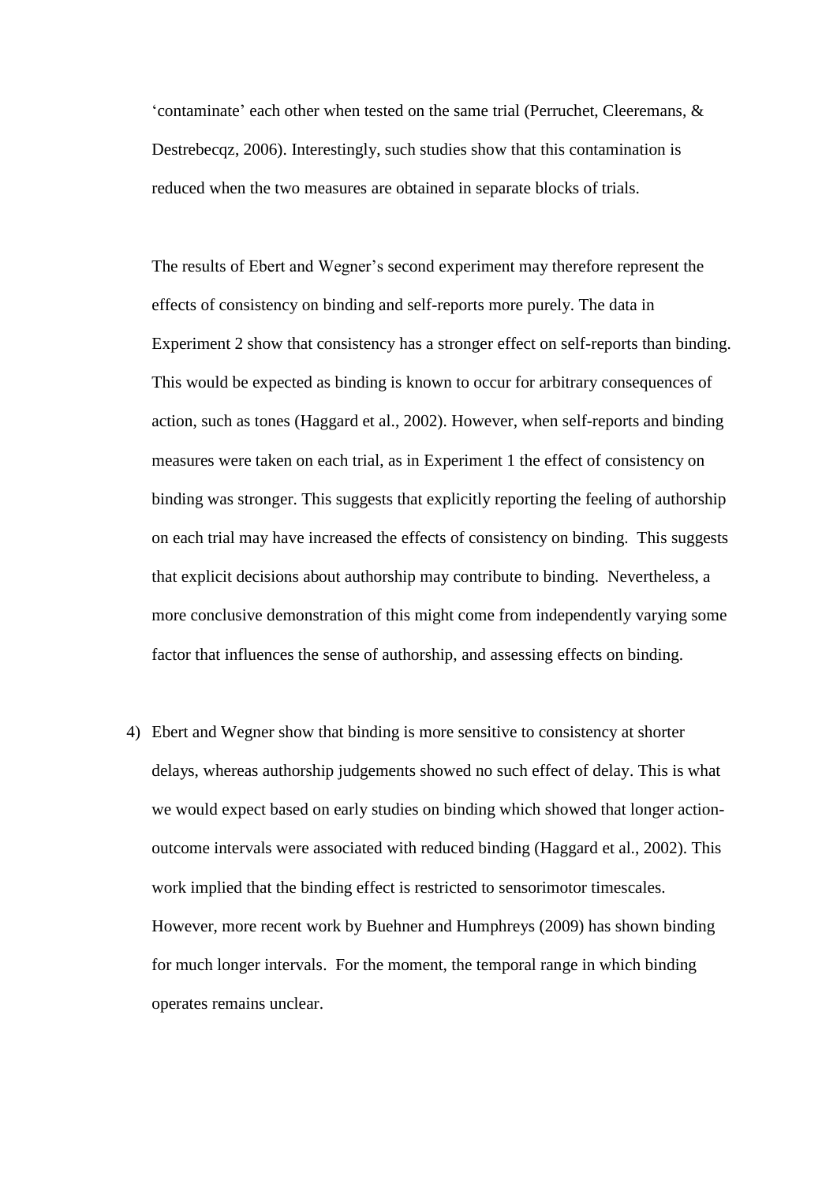'contaminate' each other when tested on the same trial (Perruchet, Cleeremans, & Destrebecqz, 2006). Interestingly, such studies show that this contamination is reduced when the two measures are obtained in separate blocks of trials.

The results of Ebert and Wegner's second experiment may therefore represent the effects of consistency on binding and self-reports more purely. The data in Experiment 2 show that consistency has a stronger effect on self-reports than binding. This would be expected as binding is known to occur for arbitrary consequences of action, such as tones (Haggard et al., 2002). However, when self-reports and binding measures were taken on each trial, as in Experiment 1 the effect of consistency on binding was stronger. This suggests that explicitly reporting the feeling of authorship on each trial may have increased the effects of consistency on binding. This suggests that explicit decisions about authorship may contribute to binding. Nevertheless, a more conclusive demonstration of this might come from independently varying some factor that influences the sense of authorship, and assessing effects on binding.

4) Ebert and Wegner show that binding is more sensitive to consistency at shorter delays, whereas authorship judgements showed no such effect of delay. This is what we would expect based on early studies on binding which showed that longer action-outcome intervals were associated with reduced binding (Haggard et al., 2002). This work implied that the binding effect is restricted to sensorimotor timescales. However, more recent work by Buehner and Humphreys (2009) has shown binding for much longer intervals. For the moment, the temporal range in which binding operates remains unclear.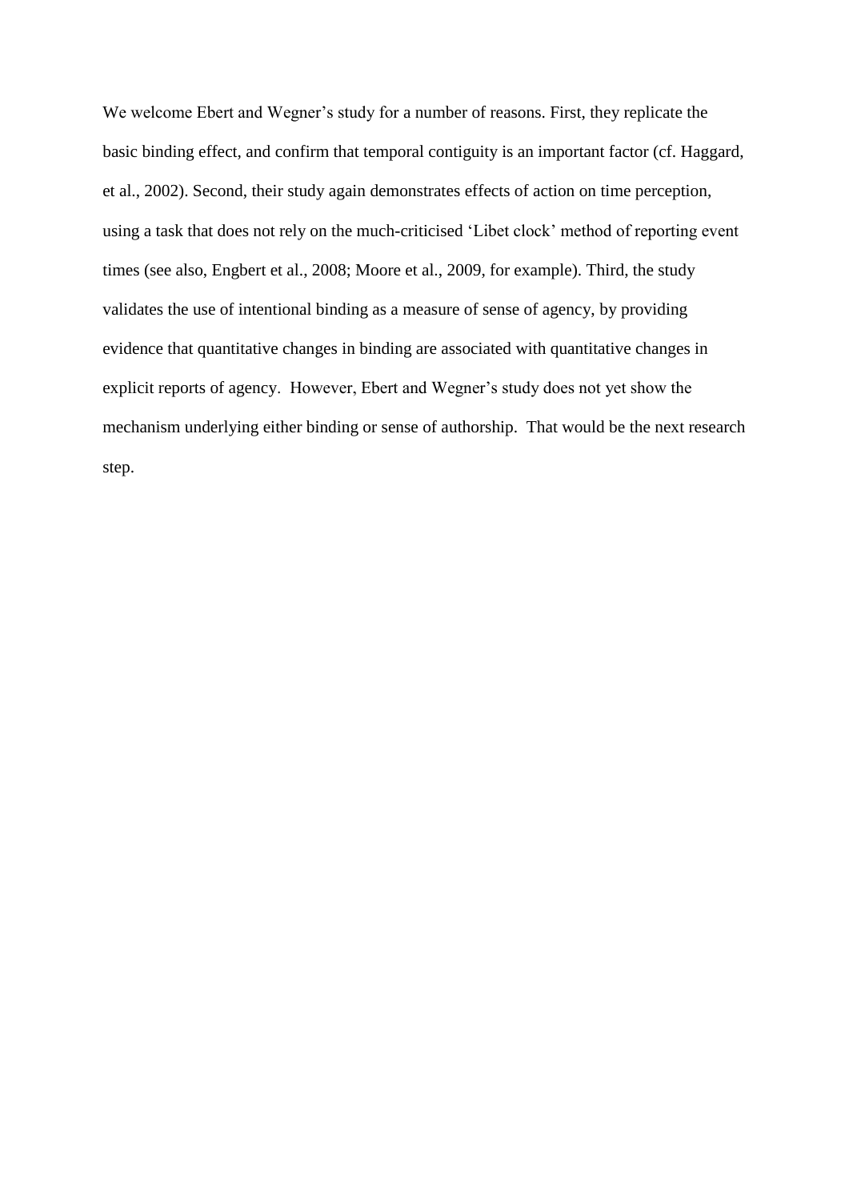We welcome Ebert and Wegner's study for a number of reasons. First, they replicate the basic binding effect, and confirm that temporal contiguity is an important factor (cf. Haggard, et al., 2002). Second, their study again demonstrates effects of action on time perception, using a task that does not rely on the much-criticised 'Libet clock' method of reporting event times (see also, Engbert et al., 2008; Moore et al., 2009, for example). Third, the study validates the use of intentional binding as a measure of sense of agency, by providing evidence that quantitative changes in binding are associated with quantitative changes in explicit reports of agency. However, Ebert and Wegner's study does not yet show the mechanism underlying either binding or sense of authorship. That would be the next research step.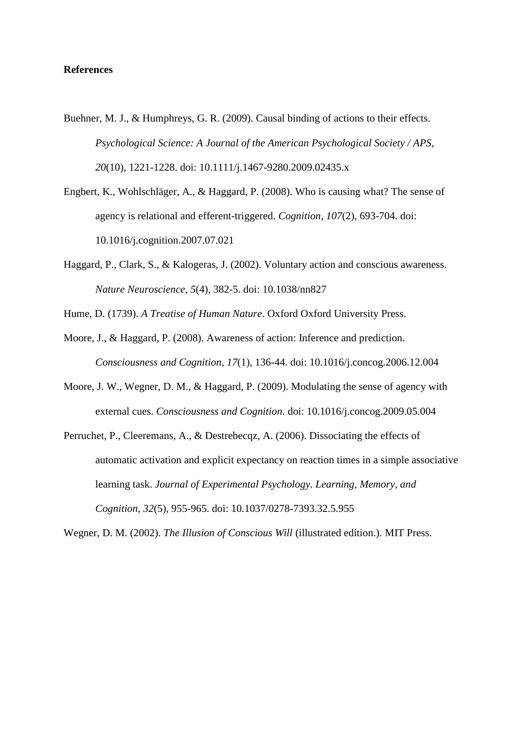**References**

Buehner, M. J., & Humphreys, G. R. (2009). Causal binding of actions to their effects. *Psychological Science: A Journal of the American Psychological Society / APS*, *20*(10), 1221-1228. doi: 10.1111/j.1467-9280.2009.02435.x

Engbert, K., Wohlschläger, A., & Haggard, P. (2008). Who is causing what? The sense of agency is relational and efferent-triggered. *Cognition*, *107*(2), 693-704. doi: 10.1016/j.cognition.2007.07.021

Haggard, P., Clark, S., & Kalogeras, J. (2002). Voluntary action and conscious awareness. *Nature Neuroscience*, *5*(4), 382-5. doi: 10.1038/nn827

Hume, D. (1739). *A Treatise of Human Nature*. Oxford Oxford University Press.

Moore, J., & Haggard, P. (2008). Awareness of action: Inference and prediction. *Consciousness and Cognition*, *17*(1), 136-44. doi: 10.1016/j.concog.2006.12.004

Moore, J. W., Wegner, D. M., & Haggard, P. (2009). Modulating the sense of agency with external cues. *Consciousness and Cognition*. doi: 10.1016/j.concog.2009.05.004

Perruchet, P., Cleeremans, A., & Destrebecqz, A. (2006). Dissociating the effects of automatic activation and explicit expectancy on reaction times in a simple associative learning task. *Journal of Experimental Psychology. Learning, Memory, and Cognition*, *32*(5), 955-965. doi: 10.1037/0278-7393.32.5.955

Wegner, D. M. (2002). *The Illusion of Conscious Will* (illustrated edition.). MIT Press.